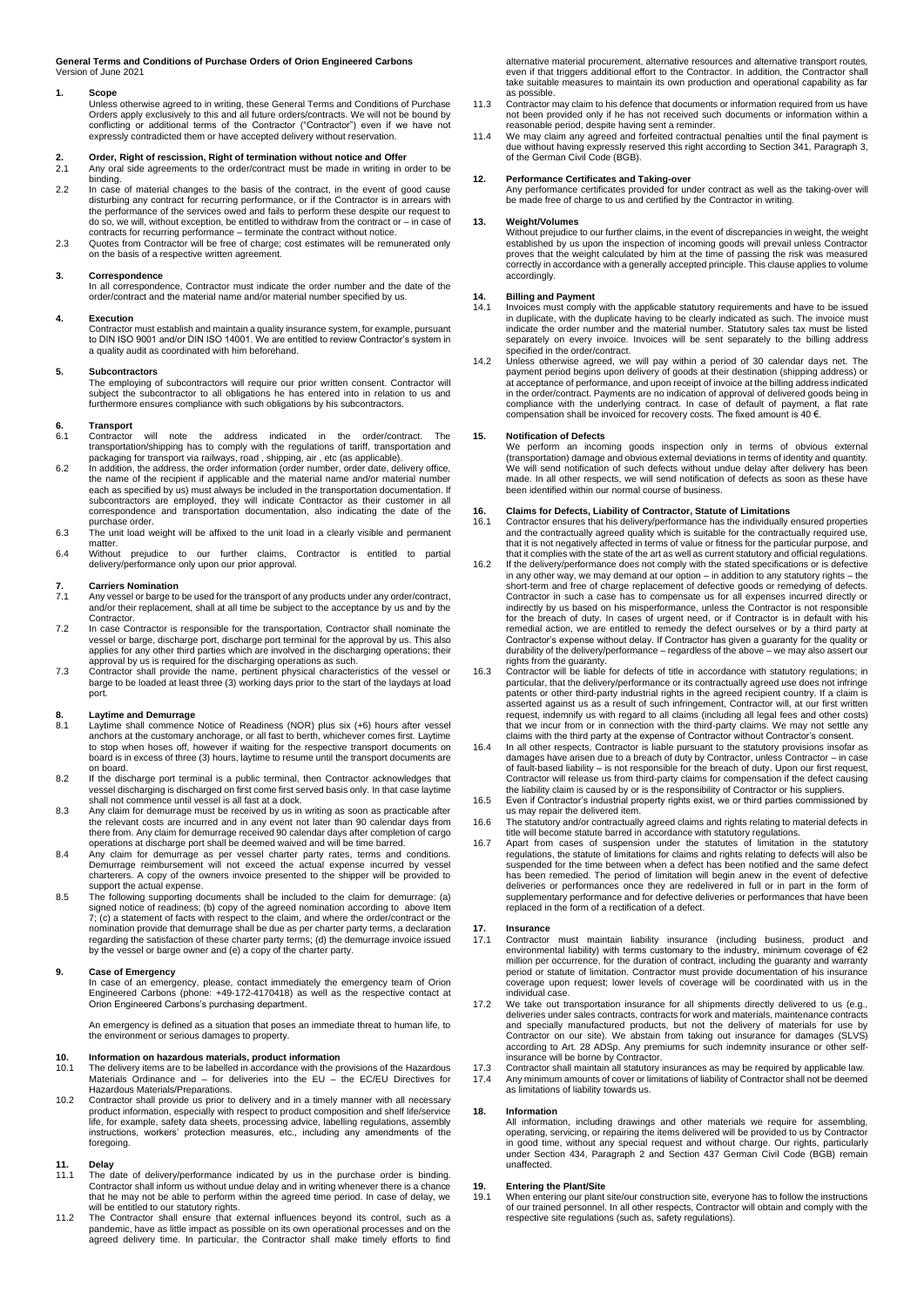# General Terms and Conditions of Purchase Orders of Orion Engineered Carbons

Version of June 2021

## 1. Scope

Unless otherwise agreed to in writing, these General Terms and Conditions of Purchase Orders apply exclusively to this and all future orders/contracts. We will not be bound by conflicting or additional terms of the Contractor ("Contractor") even if we have not expressly contradicted them or have accepted delivery without reservation.

## 2. Order, Right of rescission, Right of termination without notice and Offer

2.1 Any oral side agreement to the order/contract must be made in writing in order to be binding.

2.2 In case of material changes to the basis of the contract, in the event of good cause disturbing any contract for recurring performance, or if the Contractor is in arrears with the performance of the services owed and fails to perform these despite our request to do so, we will, without exception, be entitled to withdraw from the contract or – in case of contracts for recurring performance – terminate the contract without notice.

2.3 Quotes from Contractor will be free of charge; cost estimates will be remunerated only on the basis of a respective written agreement.

## 3. Correspondence

In all correspondence, Contractor must indicate the order number and the date of the order/contract and the material name and/or material number specified by us.

## 4. Execution

Contractor must establish and maintain a quality insurance system, for example, pursuant to DIN ISO 9001 and/or DIN ISO 14001. We are entitled to review Contractor's system in a quality audit as coordinated with him beforehand.

## 5. Subcontractors

The employing of subcontractors will require our prior written consent. Contractor will subject the subcontractor to all obligations he has entered into in relation to us and furthermore ensures compliance with such obligations by his subcontractors.

## 6. Transport

6.1 Contractor will note the address indicated in the order/contract. The transportation/shipping has to comply with the regulations of tariff, transportation and packaging for transport via railways, road , shipping, air , etc (as applicable).

6.2 In addition, the address, the order information (order number, order date, delivery office, the name of the recipient if applicable and the material name and/or material number each as specified by us) must always be included in the transportation documentation. If subcontractors are employed, they will indicate Contractor as their customer in all correspondence and transportation documentation, also indicating the date of the purchase order.

6.3 The unit load weight will be affixed to the unit load in a clearly visible and permanent matter.

6.4 Without prejudice to our further claims, Contractor is entitled to partial delivery/performance only upon our prior approval.

## 7. Carriers Nomination

7.1 Any vessel or barge to be used for the transport of any products under any order/contract, and/or their replacement, shall at all time be subject to the acceptance by us and by the Contractor.

7.2 In case Contractor is responsible for the transportation, Contractor shall nominate the vessel or barge, discharge port, discharge port terminal for the approval by us. This also applies for any other third parties which are involved in the discharging operations; their approval by us is required for the discharging operations as such.

7.3 Contractor shall provide the name, pertinent physical characteristics of the vessel or barge to be loaded at least three (3) working days prior to the start of the laydays at load port.

## 8. Laytime and Demurrage

8.1 Laytime shall commence Notice of Readiness (NOR) plus six (+6) hours after vessel anchors at the customary anchorage, or all fast to berth, whichever comes first. Laytime to stop when hoses off, however if waiting for the respective transport documents on board is in excess of three (3) hours, laytime to resume until the transport documents are on board.

8.2 If the discharge port terminal is a public terminal, then Contractor acknowledges that vessel discharging is undertaken on first come first served basis only. In that case laytime shall not commence until vessel is all fast at a dock.

8.3 Any claim for demurrage must be received by us in writing as soon as practicable after the relevant costs are incurred and in any event not later than 90 calendar days from there from. Any claim for demurrage received 90 calendar days after completion of cargo operations at discharge port shall be deemed waived and will be time barred.

8.4 Any claim for demurrage as per vessel charter party rates, terms and conditions. Demurrage reimbursement will not exceed the actual expense incurred by vessel charterers. A copy of the owners invoice presented to the shipper will be provided to support the actual expense.

8.5 The following supporting documents shall be included to the claim for demurrage: (a) signed notice of readiness; (b) copy of the agreed nomination according to above Item 7; (c) a statement of facts with respect to the claim, and where the order/contract or the nomination provide that demurrage shall be due as per charter party terms, a declaration regarding the satisfaction of these charter party terms; (d) the demurrage invoice issued by the vessel or barge owner and (e) a copy of the charter party.

## 9. Case of Emergency

In case of an emergency, please, contact immediately the emergency team of Orion Engineered Carbons (phone: +49-172-4170418) as well as the respective contact at Orion Engineered Carbons's purchasing department.

An emergency is defined as a situation that poses an immediate threat to human life, to the environment or serious damages to property.

## 10. Information on hazardous materials, product information

10.1 The delivery items are to be labelled in accordance with the provisions of the Hazardous Materials Ordinance and – for deliveries into the EU – the EC/EU Directives for Hazardous Materials/Preparations.

10.2 Contractor shall provide us prior to delivery and in a timely manner with all necessary product information, especially with respect to product composition and shelf life/service life, for example, safety data sheets, processing advice, labelling regulations, assembly instructions, workers' protection measures, etc., including any amendments of the foregoing.

## 11. Delay

11.1 The date of delivery/performance indicated by us in the purchase order is binding. Contractor shall inform us without undue delay and in writing whenever there is a chance that he may not be able to perform within the agreed time period. In case of delay, we will be entitled to our statutory rights.

11.2 The Contractor shall ensure that external influences beyond its control, such as a pandemic, have as little impact as possible on its own operational processes and on the agreed delivery time. In particular, the Contractor shall make timely efforts to find alternative material procurement, alternative resources and alternative transport routes, even if that triggers additional effort to the Contractor. In addition, the Contractor shall take suitable measures to maintain its own production and operational capability as far as possible.

11.3 Contractor may claim to his defence that documents or information required from us have not been provided only if he has not received such documents or information within a reasonable period, despite having sent a reminder.

11.4 We may claim any agreed and forfeited contractual penalties until the final payment is due without having expressly reserved this right according to Section 341, Paragraph 3, of the German Civil Code (BGB).

## 12. Performance Certificates and Taking-over

Any performance certificates provided for under contract as well as the taking-over will be made free of charge to us and certified by the Contractor in writing.

## 13. Weight/Volumes

Without prejudice to our further claims, in the event of discrepancies in weight, the weight established by us upon the inspection of incoming goods will prevail unless Contractor proves that the weight calculated by him at the time of passing the risk was measured correctly in accordance with a generally accepted principle. This clause applies to volume accordingly.

## 14. Billing and Payment

14.1 Invoices must comply with the applicable statutory requirements and have to be issued in duplicate, with the duplicate having to be clearly indicated as such. The invoice must indicate the order number and the material number. Statutory sales tax must be listed separately on every invoice. Invoices will be sent separately to the billing address specified in the order/contract.

14.2 Unless otherwise agreed, we will pay within a period of 30 calendar days net. The payment period begins upon delivery of goods at their destination (shipping address) or at acceptance of performance, and upon receipt of invoice at the billing address indicated in the order/contract. Payments are no indication of approval of delivered goods being in compliance with the underlying contract. In case of default of payment, a flat rate compensation shall be invoiced for recovery costs. The fixed amount is 40 €.

## 15. Notification of Defects

We perform an incoming goods inspection only in terms of obvious external (transportation) damage and obvious external deviations in terms of identity and quantity. We will send notification of such defects without undue delay after delivery has been made. In all other respects, we will send notification of defects as soon as these have been identified within our normal course of business.

## 16. Claims for Defects, Liability of Contractor, Statute of Limitations

16.1 Contractor ensures that his delivery/performance has the individually ensured properties and the contractually agreed quality which is suitable for the contractually required use, that it is not negatively affected in terms of value or fitness for the particular purpose, and that it complies with the state of the art as well as current statutory and official regulations.

16.2 If the delivery/performance does not comply with the stated specifications or is defective in any other way, we may demand at our option – in addition to any statutory rights – the short-term and free of charge replacement of defective goods or remedying of defects. Contractor in such a case has to compensate us for all expenses incurred directly or indirectly by us based on his misperformance, unless the Contractor is not responsible for the breach of duty. In cases of urgent need, or if Contractor is in default with his remedial action, we are entitled to remedy the defect ourselves or by a third party at Contractor's expense without delay. If Contractor has given a guaranty for the quality or durability of the delivery/performance – regardless of the above – we may also assert our rights from the guaranty.

16.3 Contractor will be liable for defects of title in accordance with statutory regulations; in particular, that the delivery/performance or its contractually agreed use does not infringe patents or other third-party industrial rights in the agreed recipient country. If a claim is asserted against us as a result of such infringement, Contractor will, at our first written request, indemnify us with regard to all claims (including all legal fees and other costs) that we incur from or in connection with the third-party claims. We may not settle any claims with the third party at the expense of Contractor without Contractor's consent.

16.4 In all other respects, Contractor is liable pursuant to the statutory provisions insofar as damages have arisen due to a breach of duty by Contractor, unless Contractor – in case of fault-based liability – is not responsible for the breach of duty. Upon our first request, Contractor will release us from third-party claims for compensation if the defect causing the liability claim is caused by or is the responsibility of Contractor or his suppliers.

16.5 Even if Contractor's industrial property rights exist, we or third parties commissioned by us may repair the delivered item.

16.6 The statutory and/or contractually agreed claims and rights relating to material defects in title will become statute barred in accordance with statutory regulations.

16.7 Apart from cases of suspension under the statutes of limitation in the statutory regulations, the statute of limitations for claims and rights relating to defects will also be suspended for the time between when a defect has been notified and the same defect has been remedied. The period of limitation will begin anew in the event of defective deliveries or performances once they are redelivered in full or in part in the form of supplementary performance and for defective deliveries or performances that have been replaced in the form of a rectification of a defect.

## 17. Insurance

17.1 Contractor must maintain liability insurance (including business, product and environmental liability) with terms customary to the industry, minimum coverage of €2 million per occurrence, for the duration of contract, including the guaranty and warranty period or statute of limitation. Contractor must provide documentation of his insurance coverage upon request; lower levels of coverage will be coordinated with us in the individual case.

17.2 We take out transportation insurance for all shipments directly delivered to us (e.g., deliveries under sales contracts, contracts for work and materials, maintenance contracts and specially manufactured products, but not the delivery of materials for use by Contractor on our site). We abstain from taking out insurance for damages (SLVS) according to Art. 28 ADSp. Any premiums for such indemnity insurance or other self-insurance will be borne by Contractor.

17.3 Contractor shall maintain all statutory insurances as may be required by applicable law.

17.4 Any minimum amounts of cover or limitations of liability of Contractor shall not be deemed as limitations of liability towards us.

## 18. Information

All information, including drawings and other materials we require for assembling, operating, servicing, or repairing the items delivered will be provided to us by Contractor in good time, without any special request and without charge. Our rights, particularly under Section 434, Paragraph 2 and Section 437 German Civil Code (BGB) remain unaffected.

## 19. Entering the Plant/Site

19.1 When entering our plant site/our construction site, everyone has to follow the instructions of our trained personnel. In all other respects, Contractor will obtain and comply with the respective site regulations (such as, safety regulations).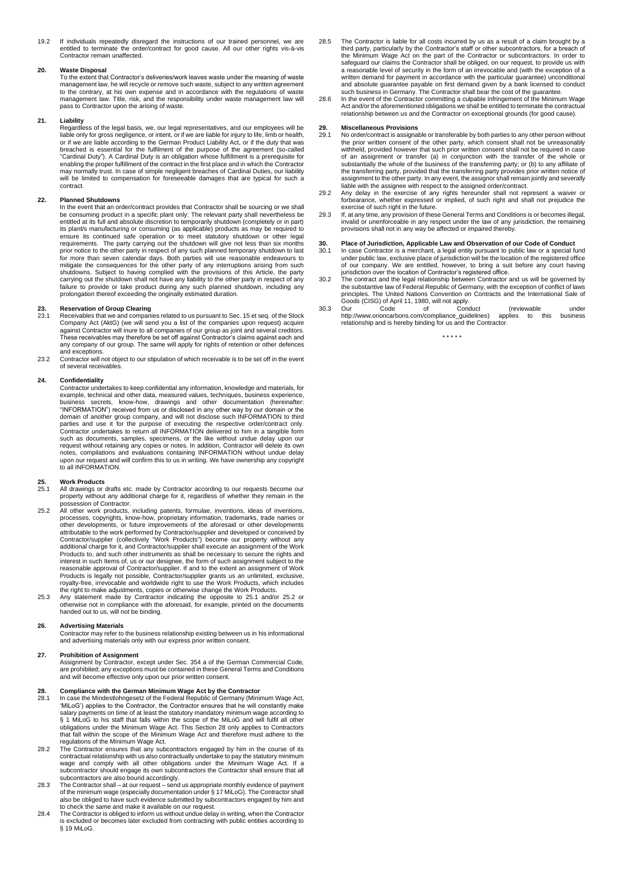19.2 If individuals repeatedly disregard the instructions of our trained personnel, we are entitled to terminate the order/contract for good cause. All our other rights vis-à-vis Contractor remain unaffected.

## 20. Waste Disposal

To the extent that Contractor's deliveries/work leaves waste under the meaning of waste management law, he will recycle or remove such waste, subject to any written agreement to the contrary, at his own expense and in accordance with the regulations of waste management law. Title, risk, and the responsibility under waste management law will pass to Contractor upon the arising of waste.

## 21. Liability

Regardless of the legal basis, we, our legal representatives, and our employees will be liable only for gross negligence, or intent, or if we are liable for injury to life, limb or health, or if we are liable according to the German Product Liability Act, or if the duty that was breached is essential for the fulfilment of the purpose of the agreement (so-called "Cardinal Duty"). A Cardinal Duty is an obligation whose fulfillment is a prerequisite for enabling the proper fulfillment of the contract in the first place and in which the Contractor may normally trust. In case of simple negligent breaches of Cardinal Duties, our liability will be limited to compensation for foreseeable damages that are typical for such a contract.

## 22. Planned Shutdowns

In the event that an order/contract provides that Contractor shall be sourcing or we shall be consuming product in a specific plant only: The relevant party shall nevertheless be entitled at its full and absolute discretion to temporarily shutdown (completely or in part) its plant/s manufacturing or consuming (as applicable) products as may be required to ensure its continued safe operation or to meet statutory shutdown or other legal requirements. The party carrying out the shutdown will give not less than six months prior notice to the other party in respect of any such planned temporary shutdown to last for more than seven calendar days. Both parties will use reasonable endeavours to mitigate the consequences for the other party of any interruptions arising from such shutdowns. Subject to having complied with the provisions of this Article, the party carrying out the shutdown shall not have any liability to the other party in respect of any failure to provide or take product during any such planned shutdown, including any prolongation thereof exceeding the originally estimated duration.

## 23. Reservation of Group Clearing

23.1 Receivables that we and companies related to us pursuant to Sec. 15 et seq. of the Stock Company Act (AktG) (we will send you a list of the companies upon request) acquire against Contractor will inure to all companies of our group as joint and several creditors. These receivables may therefore be set off against Contractor's claims against each and any company of our group. The same will apply for rights of retention or other defences and exceptions.

23.2 Contractor will not object to our stipulation of which receivable is to be set off in the event of several receivables.

## 24. Confidentiality

Contractor undertakes to keep confidential any information, knowledge and materials, for example, technical and other data, measured values, techniques, business experience, business secrets, know-how, drawings and other documentation (hereinafter: "INFORMATION") received from us or disclosed in any other way by our domain or the domain of another group company, and will not disclose such INFORMATION to third parties and use it for the purpose of executing the respective order/contract only. Contractor undertakes to return all INFORMATION delivered to him in a tangible form such as documents, samples, specimens, or the like without undue delay upon our request without retaining any copies or notes. In addition, Contractor will delete its own notes, compilations and evaluations containing INFORMATION without undue delay upon our request and will confirm this to us in writing. We have ownership any copyright to all INFORMATION.

## 25. Work Products

25.1 All drawings or drafts etc. made by Contractor according to our requests become our property without any additional charge for it, regardless of whether they remain in the possession of Contractor.

25.2 All other work products, including patents, formulae, inventions, ideas of inventions, processes, copyrights, know-how, proprietary information, trademarks, trade names or other developments, or future improvements of the aforesaid or other developments attributable to the work performed by Contractor/supplier and developed or conceived by Contractor/supplier (collectively "Work Products") become our property without any additional charge for it, and Contractor/supplier shall execute an assignment of the Work Products to, and such other instruments as shall be necessary to secure the rights and interest in such Items of, us or our designee, the form of such assignment subject to the reasonable approval of Contractor/supplier. If and to the extent an assignment of Work Products is legally not possible, Contractor/supplier grants us an unlimited, exclusive, royalty-free, irrevocable and worldwide right to use the Work Products, which includes the right to make adjustments, copies or otherwise change the Work Products.

25.3 Any statement made by Contractor indicating the opposite to 25.1 and/or 25.2 or otherwise not in compliance with the aforesaid, for example, printed on the documents handed out to us, will not be binding.

## 26. Advertising Materials

Contractor may refer to the business relationship existing between us in his informational and advertising materials only with our express prior written consent.

## 27. Prohibition of Assignment

Assignment by Contractor, except under Sec. 354 a of the German Commercial Code, are prohibited; any exceptions must be contained in these General Terms and Conditions and will become effective only upon our prior written consent.

## 28. Compliance with the German Minimum Wage Act by the Contractor

28.1 In case the Mindestlohngesetz of the Federal Republic of Germany (Minimum Wage Act, 'MiLoG') applies to the Contractor, the Contractor ensures that he will constantly make salary payments on time of at least the statutory mandatory minimum wage according to § 1 MiLoG to his staff that falls within the scope of the MiLoG and will fulfil all other obligations under the Minimum Wage Act. This Section 28 only applies to Contractors that fall within the scope of the Minimum Wage Act and therefore must adhere to the regulations of the Minimum Wage Act.

28.2 The Contractor ensures that any subcontractors engaged by him in the course of its contractual relationship with us also contractually undertake to pay the statutory minimum wage and comply with all other obligations under the Minimum Wage Act. If a subcontractor should engage its own subcontractors the Contractor shall ensure that all subcontractors are also bound accordingly.

28.3 The Contractor shall – at our request – send us appropriate monthly evidence of payment of the minimum wage (especially documentation under § 17 MiLoG). The Contractor shall also be obliged to have such evidence submitted by subcontractors engaged by him and to check the same and make it available on our request.

28.4 The Contractor is obliged to inform us without undue delay in writing, when the Contractor is excluded or becomes later excluded from contracting with public entities according to § 19 MiLoG.

28.5 The Contractor is liable for all costs incurred by us as a result of a claim brought by a third party, particularly by the Contractor's staff or other subcontractors, for a breach of the Minimum Wage Act on the part of the Contractor or subcontractors. In order to safeguard our claims the Contractor shall be obliged, on our request, to provide us with a reasonable level of security in the form of an irrevocable and (with the exception of a written demand for payment in accordance with the particular guarantee) unconditional and absolute guarantee payable on first demand given by a bank licensed to conduct such business in Germany. The Contractor shall bear the cost of the guarantee.

28.6 In the event of the Contractor committing a culpable infringement of the Minimum Wage Act and/or the aforementioned obligations we shall be entitled to terminate the contractual relationship between us and the Contractor on exceptional grounds (for good cause).

## 29. Miscellaneous Provisions

29.1 No order/contract is assignable or transferable by both parties to any other person without the prior written consent of the other party, which consent shall not be unreasonably withheld, provided however that such prior written consent shall not be required in case of an assignment or transfer (a) in conjunction with the transfer of the whole or substantially the whole of the business of the transferring party; or (b) to any affiliate of the transferring party, provided that the transferring party provides prior written notice of assignment to the other party. In any event, the assignor shall remain jointly and severally liable with the assignee with respect to the assigned order/contract.

29.2 Any delay in the exercise of any rights hereunder shall not represent a waiver or forbearance, whether expressed or implied, of such right and shall not prejudice the exercise of such right in the future.

29.3 If, at any time, any provision of these General Terms and Conditions is or becomes illegal, invalid or unenforceable in any respect under the law of any jurisdiction, the remaining provisions shall not in any way be affected or impaired thereby.

## 30. Place of Jurisdiction, Applicable Law and Observation of our Code of Conduct

30.1 In case Contractor is a merchant, a legal entity pursuant to public law or a special fund under public law, exclusive place of jurisdiction will be the location of the registered office of our company. We are entitled, however, to bring a suit before any court having jurisdiction over the location of Contractor's registered office.

30.2 The contract and the legal relationship between Contractor and us will be governed by the substantive law of Federal Republic of Germany, with the exception of conflict of laws principles. The United Nations Convention on Contracts and the International Sale of Goods (CISG) of April 11, 1980, will not apply.

30.3 Our Code of Conduct (reviewable under http://www.orioncarbons.com/compliance_guidelines) applies to this business relationship and is hereby binding for us and the Contractor.

\* \* \* \* \*